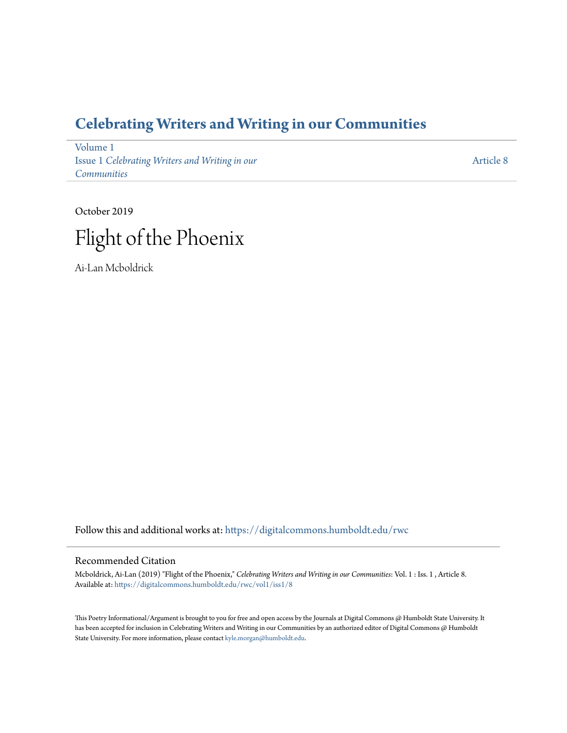# Celebrating Writers and Writing in our Communities

Volume 1
Issue 1 *Celebrating Writers and Writing in our Communities*

Article 8

October 2019

# Flight of the Phoenix

Ai-Lan Mcboldrick

Follow this and additional works at: https://digitalcommons.humboldt.edu/rwc

## Recommended Citation

Mcboldrick, Ai-Lan (2019) "Flight of the Phoenix," *Celebrating Writers and Writing in our Communities*: Vol. 1 : Iss. 1 , Article 8.
Available at: https://digitalcommons.humboldt.edu/rwc/vol1/iss1/8

This Poetry Informational/Argument is brought to you for free and open access by the Journals at Digital Commons @ Humboldt State University. It has been accepted for inclusion in Celebrating Writers and Writing in our Communities by an authorized editor of Digital Commons @ Humboldt State University. For more information, please contact kyle.morgan@humboldt.edu.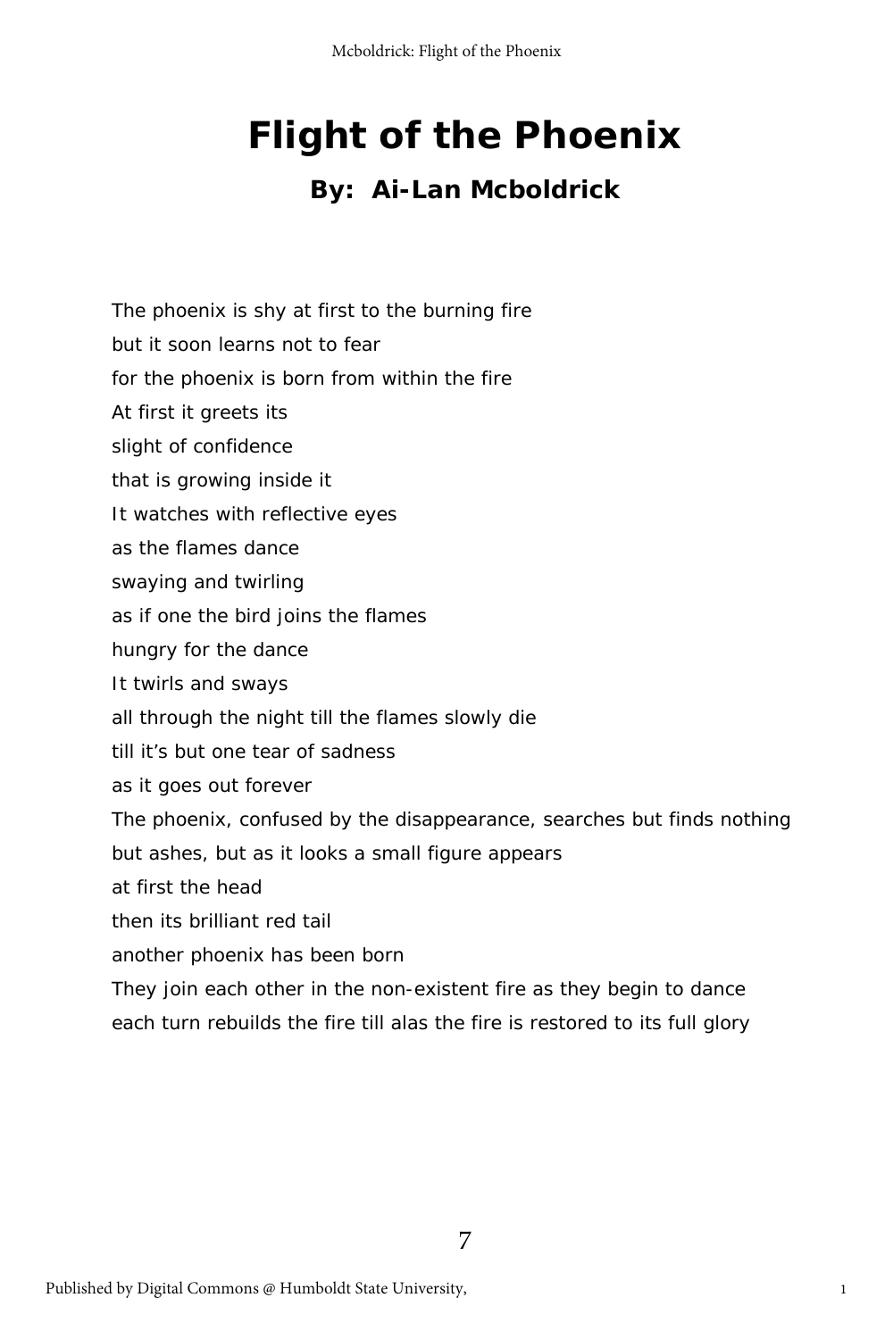# Flight of the Phoenix

## By: Ai-Lan Mcboldrick

The phoenix is shy at first to the burning fire
but it soon learns not to fear
for the phoenix is born from within the fire
At first it greets its
slight of confidence
that is growing inside it
It watches with reflective eyes
as the flames dance
swaying and twirling
as if one the bird joins the flames
hungry for the dance
It twirls and sways
all through the night till the flames slowly die
till it's but one tear of sadness
as it goes out forever
The phoenix, confused by the disappearance, searches but finds nothing
but ashes, but as it looks a small figure appears
at first the head
then its brilliant red tail
another phoenix has been born
They join each other in the non-existent fire as they begin to dance
each turn rebuilds the fire till alas the fire is restored to its full glory